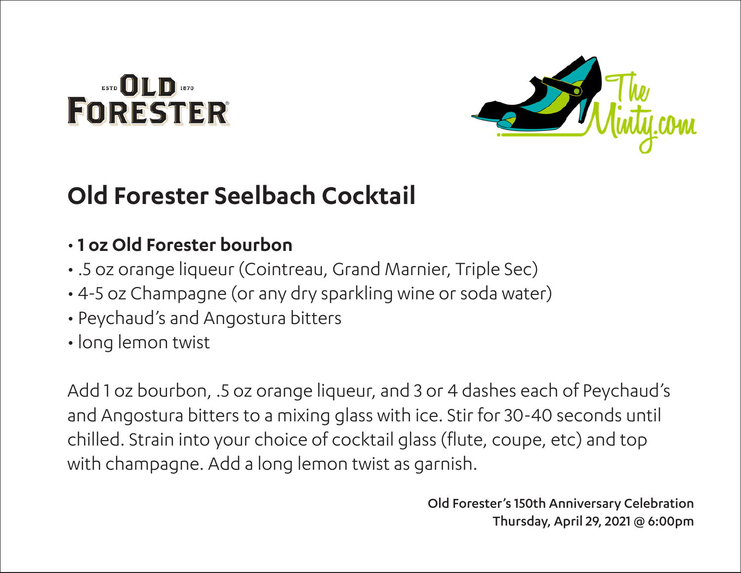# Old Forester Seelbach Cocktail

- **1 oz Old Forester bourbon**
- .5 oz orange liqueur (Cointreau, Grand Marnier, Triple Sec)
- 4-5 oz Champagne (or any dry sparkling wine or soda water)
- Peychaud's and Angostura bitters
- long lemon twist

Add 1 oz bourbon, .5 oz orange liqueur, and 3 or 4 dashes each of Peychaud's and Angostura bitters to a mixing glass with ice. Stir for 30-40 seconds until chilled. Strain into your choice of cocktail glass (flute, coupe, etc) and top with champagne. Add a long lemon twist as garnish.

Old Forester's 150th Anniversary Celebration
Thursday, April 29, 2021 @ 6:00pm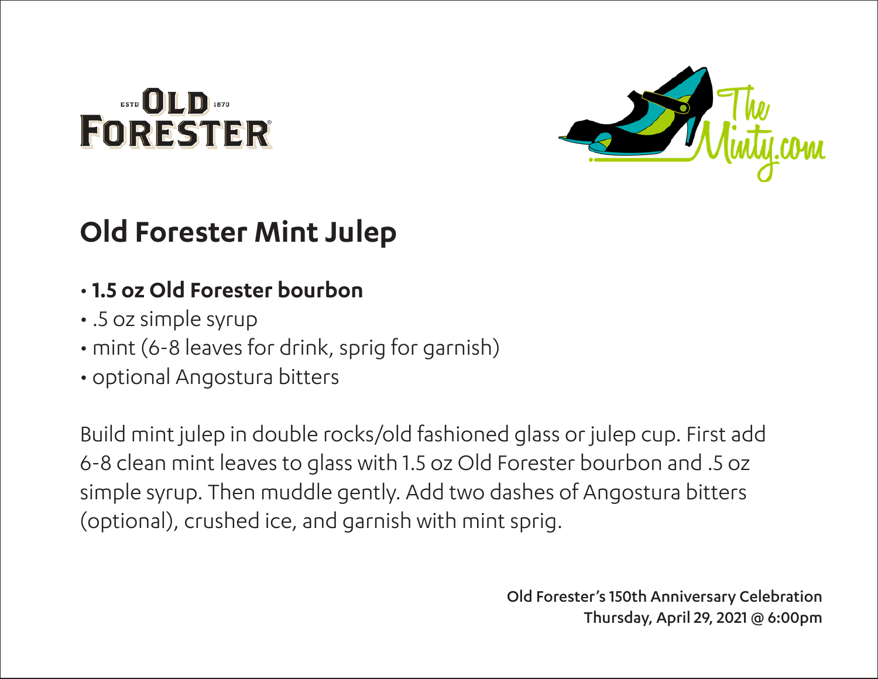ESTD OLD 1870
FORESTER

TheMinty.com

## Old Forester Mint Julep

- **1.5 oz Old Forester bourbon**
- .5 oz simple syrup
- mint (6-8 leaves for drink, sprig for garnish)
- optional Angostura bitters

Build mint julep in double rocks/old fashioned glass or julep cup. First add 6-8 clean mint leaves to glass with 1.5 oz Old Forester bourbon and .5 oz simple syrup. Then muddle gently. Add two dashes of Angostura bitters (optional), crushed ice, and garnish with mint sprig.

Old Forester's 150th Anniversary Celebration
Thursday, April 29, 2021 @ 6:00pm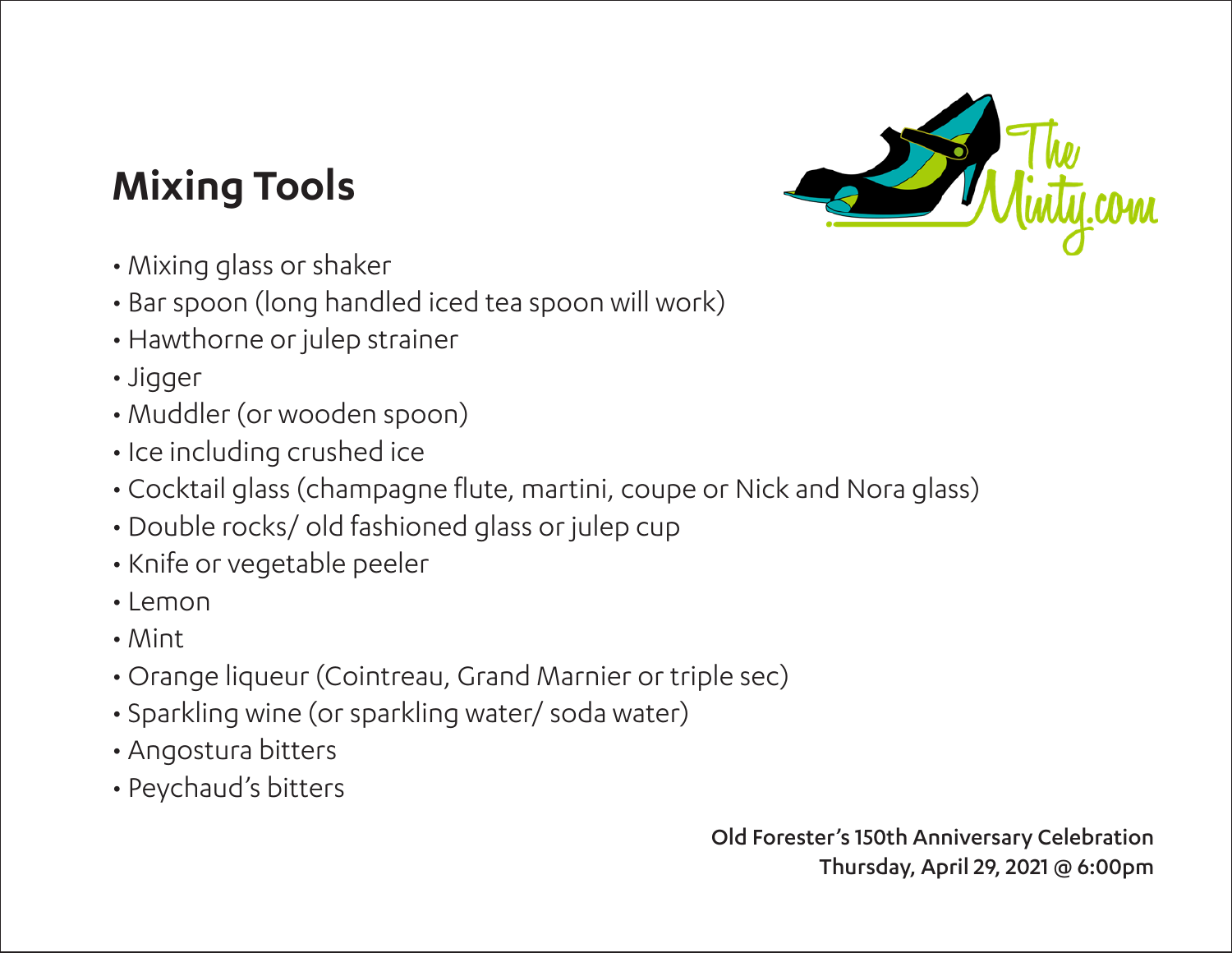## Mixing Tools

- Mixing glass or shaker
- Bar spoon (long handled iced tea spoon will work)
- Hawthorne or julep strainer
- Jigger
- Muddler (or wooden spoon)
- Ice including crushed ice
- Cocktail glass (champagne flute, martini, coupe or Nick and Nora glass)
- Double rocks/ old fashioned glass or julep cup
- Knife or vegetable peeler
- Lemon
- Mint
- Orange liqueur (Cointreau, Grand Marnier or triple sec)
- Sparkling wine (or sparkling water/ soda water)
- Angostura bitters
- Peychaud's bitters

**Old Forester's 150th Anniversary Celebration**
**Thursday, April 29, 2021 @ 6:00pm**